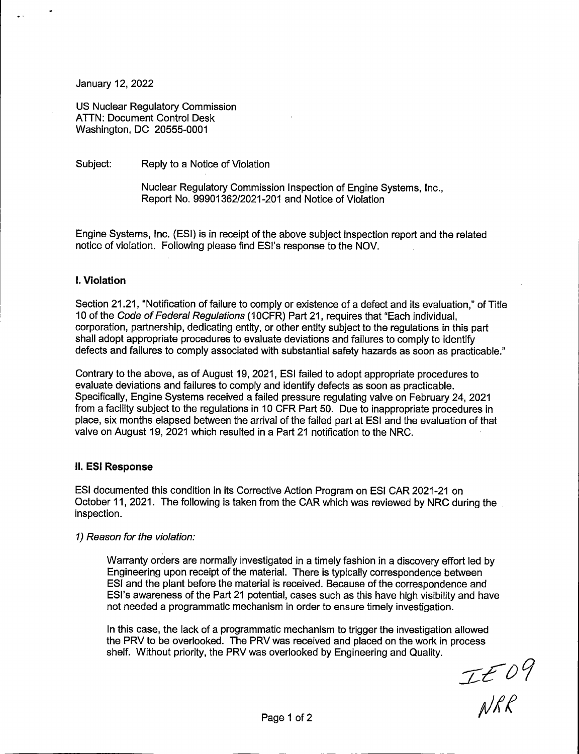January 12, 2022

US Nuclear Regulatory Commission
ATTN: Document Control Desk
Washington, DC 20555-0001

Subject: Reply to a Notice of Violation

Nuclear Regulatory Commission Inspection of Engine Systems, Inc., Report No. 99901362/2021-201 and Notice of Violation

Engine Systems, Inc. (ESI) is in receipt of the above subject inspection report and the related notice of violation. Following please find ESI's response to the NOV.

**I. Violation**

Section 21.21, "Notification of failure to comply or existence of a defect and its evaluation," of Title 10 of the *Code of Federal Regulations* (10CFR) Part 21, requires that "Each individual, corporation, partnership, dedicating entity, or other entity subject to the regulations in this part shall adopt appropriate procedures to evaluate deviations and failures to comply to identify defects and failures to comply associated with substantial safety hazards as soon as practicable."

Contrary to the above, as of August 19, 2021, ESI failed to adopt appropriate procedures to evaluate deviations and failures to comply and identify defects as soon as practicable. Specifically, Engine Systems received a failed pressure regulating valve on February 24, 2021 from a facility subject to the regulations in 10 CFR Part 50. Due to inappropriate procedures in place, six months elapsed between the arrival of the failed part at ESI and the evaluation of that valve on August 19, 2021 which resulted in a Part 21 notification to the NRC.

**II. ESI Response**

ESI documented this condition in its Corrective Action Program on ESI CAR 2021-21 on October 11, 2021. The following is taken from the CAR which was reviewed by NRC during the inspection.

*1) Reason for the violation:*

Warranty orders are normally investigated in a timely fashion in a discovery effort led by Engineering upon receipt of the material. There is typically correspondence between ESI and the plant before the material is received. Because of the correspondence and ESI's awareness of the Part 21 potential, cases such as this have high visibility and have not needed a programmatic mechanism in order to ensure timely investigation.

In this case, the lack of a programmatic mechanism to trigger the investigation allowed the PRV to be overlooked. The PRV was received and placed on the work in process shelf. Without priority, the PRV was overlooked by Engineering and Quality.

IE09
NRR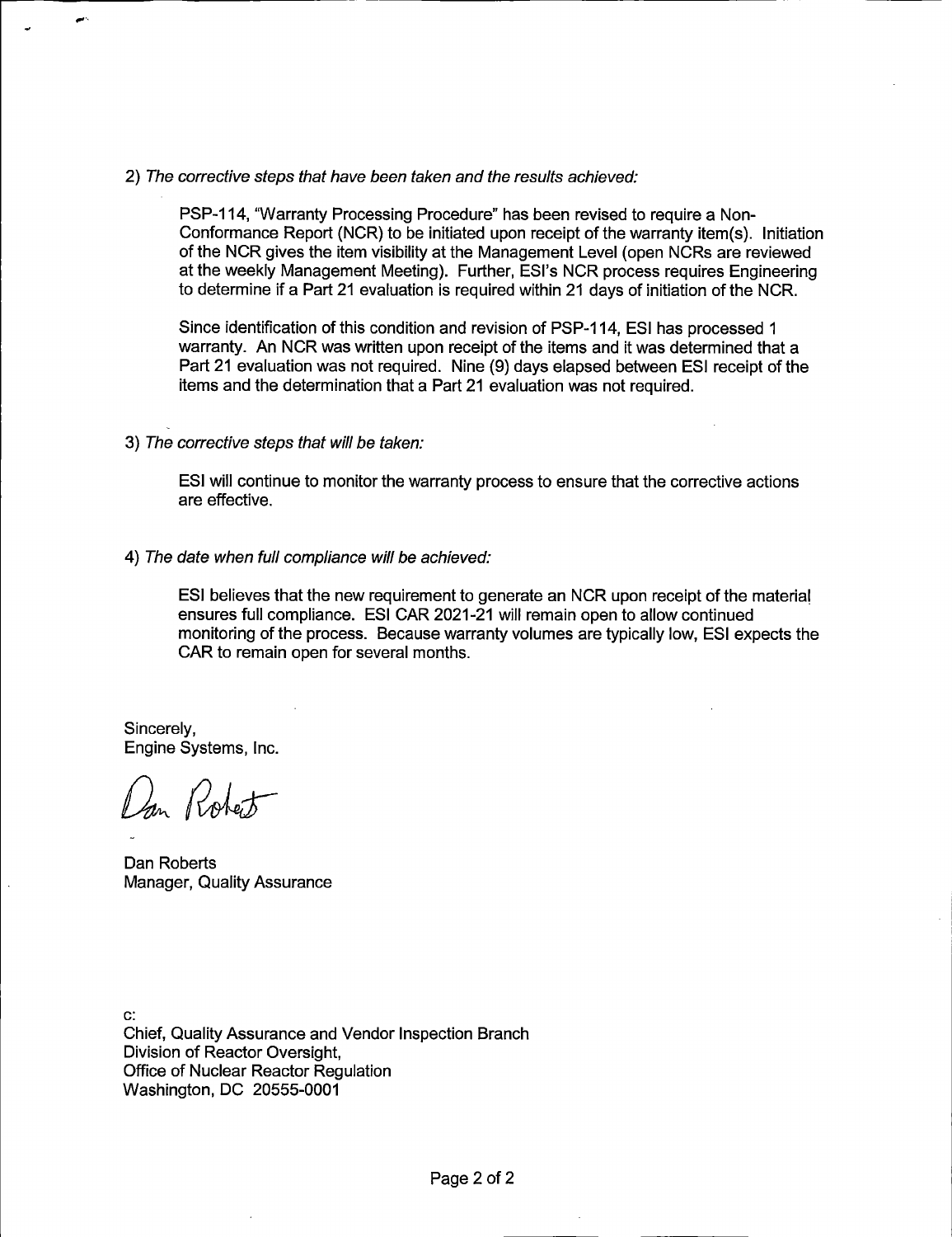2) *The corrective steps that have been taken and the results achieved:*

PSP-114, "Warranty Processing Procedure" has been revised to require a Non-Conformance Report (NCR) to be initiated upon receipt of the warranty item(s). Initiation of the NCR gives the item visibility at the Management Level (open NCRs are reviewed at the weekly Management Meeting). Further, ESI's NCR process requires Engineering to determine if a Part 21 evaluation is required within 21 days of initiation of the NCR.

Since identification of this condition and revision of PSP-114, ESI has processed 1 warranty. An NCR was written upon receipt of the items and it was determined that a Part 21 evaluation was not required. Nine (9) days elapsed between ESI receipt of the items and the determination that a Part 21 evaluation was not required.

3) *The corrective steps that will be taken:*

ESI will continue to monitor the warranty process to ensure that the corrective actions are effective.

4) *The date when full compliance will be achieved:*

ESI believes that the new requirement to generate an NCR upon receipt of the material ensures full compliance. ESI CAR 2021-21 will remain open to allow continued monitoring of the process. Because warranty volumes are typically low, ESI expects the CAR to remain open for several months.

Sincerely,
Engine Systems, Inc.

Dan Roberts

Dan Roberts
Manager, Quality Assurance

c:
Chief, Quality Assurance and Vendor Inspection Branch
Division of Reactor Oversight,
Office of Nuclear Reactor Regulation
Washington, DC 20555-0001